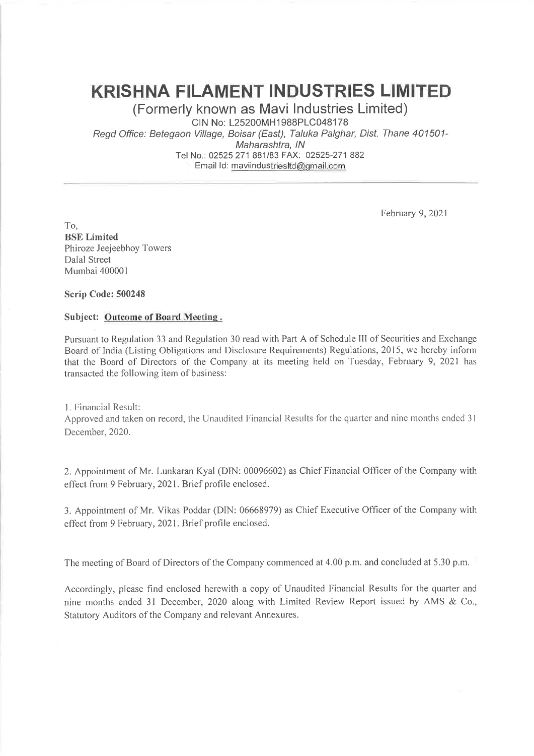# KRISHNA FILAMENT INDUSTRIES LIMITED

## (Formerly known as Mavi Industries Limited)

CIN No: L25200MH1988PLC048178

*Regd Office: Betegaon Village, Boisar (East), Taluka Palghar, Dist. Thane 401501- Maharashtra, IN*

Tel No.: 02525 271 881/83 FAX: 02525-271 882

Email Id: maviindustriesltd@gmail.com

---

February 9, 2021

To,
**BSE Limited**
Phiroze Jeejeebhoy Towers
Dalal Street
Mumbai 400001

**Scrip Code: 500248**

**Subject: Outcome of Board Meeting .**

Pursuant to Regulation 33 and Regulation 30 read with Part A of Schedule III of Securities and Exchange Board of India (Listing Obligations and Disclosure Requirements) Regulations, 2015, we hereby inform that the Board of Directors of the Company at its meeting held on Tuesday, February 9, 2021 has transacted the following item of business:

1. Financial Result:
Approved and taken on record, the Unaudited Financial Results for the quarter and nine months ended 31 December, 2020.

2. Appointment of Mr. Lunkaran Kyal (DIN: 00096602) as Chief Financial Officer of the Company with effect from 9 February, 2021. Brief profile enclosed.

3. Appointment of Mr. Vikas Poddar (DIN: 06668979) as Chief Executive Officer of the Company with effect from 9 February, 2021. Brief profile enclosed.

The meeting of Board of Directors of the Company commenced at 4.00 p.m. and concluded at 5.30 p.m.

Accordingly, please find enclosed herewith a copy of Unaudited Financial Results for the quarter and nine months ended 31 December, 2020 along with Limited Review Report issued by AMS & Co., Statutory Auditors of the Company and relevant Annexures.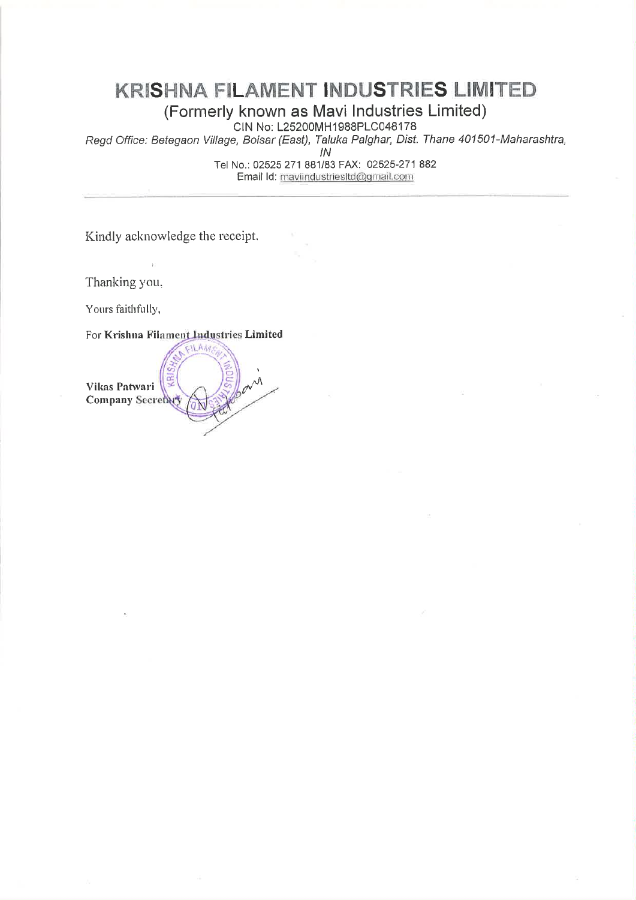# KRISHNA FILAMENT INDUSTRIES LIMITED

## (Formerly known as Mavi Industries Limited)

CIN No: L25200MH1988PLC048178

*Regd Office: Betegaon Village, Boisar (East), Taluka Palghar, Dist. Thane 401501-Maharashtra, IN*

Tel No.: 02525 271 881/83 FAX: 02525-271 882

Email Id: maviindustriesltd@gmail.com

---

Kindly acknowledge the receipt.

Thanking you,

Yours faithfully,

For **Krishna Filament Industries Limited**

**Vikas Patwari**
**Company Secretary**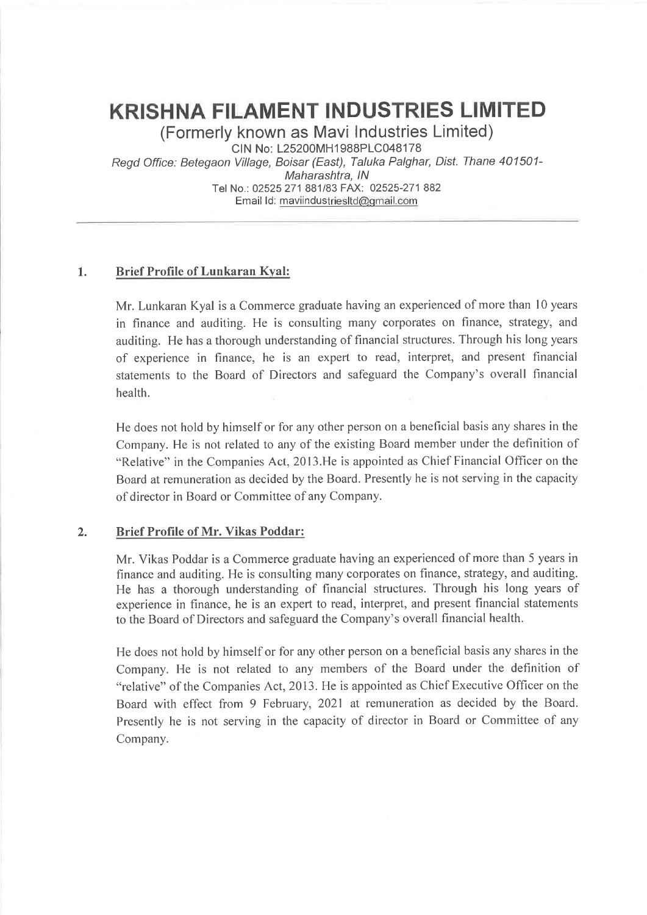# KRISHNA FILAMENT INDUSTRIES LIMITED

(Formerly known as Mavi Industries Limited)

CIN No: L25200MH1988PLC048178

*Regd Office: Betegaon Village, Boisar (East), Taluka Palghar, Dist. Thane 401501-Maharashtra, IN*

Tel No.: 02525 271 881/83 FAX: 02525-271 882

Email Id: maviindustriesltd@gmail.com

---

1. **Brief Profile of Lunkaran Kyal:**

   Mr. Lunkaran Kyal is a Commerce graduate having an experienced of more than 10 years in finance and auditing. He is consulting many corporates on finance, strategy, and auditing. He has a thorough understanding of financial structures. Through his long years of experience in finance, he is an expert to read, interpret, and present financial statements to the Board of Directors and safeguard the Company's overall financial health.

   He does not hold by himself or for any other person on a beneficial basis any shares in the Company. He is not related to any of the existing Board member under the definition of "Relative" in the Companies Act, 2013.He is appointed as Chief Financial Officer on the Board at remuneration as decided by the Board. Presently he is not serving in the capacity of director in Board or Committee of any Company.

2. **Brief Profile of Mr. Vikas Poddar:**

   Mr. Vikas Poddar is a Commerce graduate having an experienced of more than 5 years in finance and auditing. He is consulting many corporates on finance, strategy, and auditing. He has a thorough understanding of financial structures. Through his long years of experience in finance, he is an expert to read, interpret, and present financial statements to the Board of Directors and safeguard the Company's overall financial health.

   He does not hold by himself or for any other person on a beneficial basis any shares in the Company. He is not related to any members of the Board under the definition of "relative" of the Companies Act, 2013. He is appointed as Chief Executive Officer on the Board with effect from 9 February, 2021 at remuneration as decided by the Board. Presently he is not serving in the capacity of director in Board or Committee of any Company.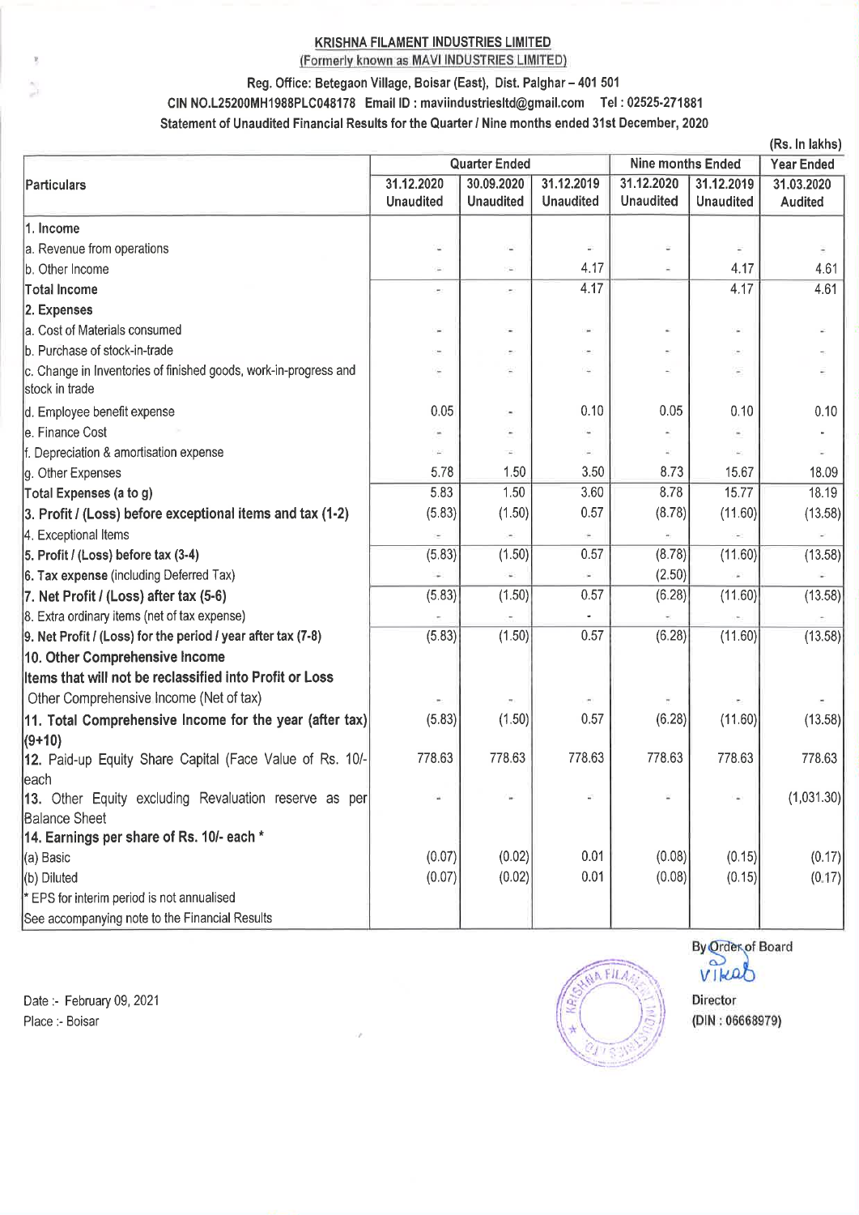**KRISHNA FILAMENT INDUSTRIES LIMITED**

(Formerly known as MAVI INDUSTRIES LIMITED)

**Reg. Office: Betegaon Village, Boisar (East), Dist. Palghar – 401 501**

**CIN NO.L25200MH1988PLC048178 Email ID : maviindustriesltd@gmail.com Tel : 02525-271881**

**Statement of Unaudited Financial Results for the Quarter / Nine months ended 31st December, 2020**

(Rs. In lakhs)

| Particulars | Quarter Ended | | | Nine months Ended | | Year Ended |
|---|---|---|---|---|---|---|
| | 31.12.2020 Unaudited | 30.09.2020 Unaudited | 31.12.2019 Unaudited | 31.12.2020 Unaudited | 31.12.2019 Unaudited | 31.03.2020 Audited |
| **1. Income** | | | | | | |
| a. Revenue from operations | - | - | - | - | - | - |
| b. Other Income | - | - | 4.17 | - | 4.17 | 4.61 |
| **Total Income** | - | - | 4.17 | | 4.17 | 4.61 |
| **2. Expenses** | | | | | | |
| a. Cost of Materials consumed | - | - | - | - | - | - |
| b. Purchase of stock-in-trade | - | - | - | - | - | - |
| c. Change in Inventories of finished goods, work-in-progress and stock in trade | - | - | - | - | - | - |
| d. Employee benefit expense | 0.05 | - | 0.10 | 0.05 | 0.10 | 0.10 |
| e. Finance Cost | - | - | - | - | - | - |
| f. Depreciation & amortisation expense | - | - | - | - | - | - |
| g. Other Expenses | 5.78 | 1.50 | 3.50 | 8.73 | 15.67 | 18.09 |
| **Total Expenses (a to g)** | 5.83 | 1.50 | 3.60 | 8.78 | 15.77 | 18.19 |
| **3. Profit / (Loss) before exceptional items and tax (1-2)** | (5.83) | (1.50) | 0.57 | (8.78) | (11.60) | (13.58) |
| 4. Exceptional Items | - | - | - | - | - | - |
| **5. Profit / (Loss) before tax (3-4)** | (5.83) | (1.50) | 0.57 | (8.78) | (11.60) | (13.58) |
| **6. Tax expense** (including Deferred Tax) | - | - | - | (2.50) | - | - |
| **7. Net Profit / (Loss) after tax (5-6)** | (5.83) | (1.50) | 0.57 | (6.28) | (11.60) | (13.58) |
| 8. Extra ordinary items (net of tax expense) | - | - | - | - | - | - |
| **9. Net Profit / (Loss) for the period / year after tax (7-8)** | (5.83) | (1.50) | 0.57 | (6.28) | (11.60) | (13.58) |
| **10. Other Comprehensive Income** | | | | | | |
| **Items that will not be reclassified into Profit or Loss** | | | | | | |
| Other Comprehensive Income (Net of tax) | - | - | - | - | - | - |
| **11. Total Comprehensive Income for the year (after tax) (9+10)** | (5.83) | (1.50) | 0.57 | (6.28) | (11.60) | (13.58) |
| **12.** Paid-up Equity Share Capital (Face Value of Rs. 10/- each | 778.63 | 778.63 | 778.63 | 778.63 | 778.63 | 778.63 |
| **13.** Other Equity excluding Revaluation reserve as per Balance Sheet | - | - | - | - | - | (1,031.30) |
| **14. Earnings per share of Rs. 10/- each \*** | | | | | | |
| (a) Basic | (0.07) | (0.02) | 0.01 | (0.08) | (0.15) | (0.17) |
| (b) Diluted | (0.07) | (0.02) | 0.01 | (0.08) | (0.15) | (0.17) |
| \* EPS for interim period is not annualised | | | | | | |
| See accompanying note to the Financial Results | | | | | | |

Date :- February 09, 2021

Place :- Boisar

By Order of Board

Vikas

Director

(DIN : 06668979)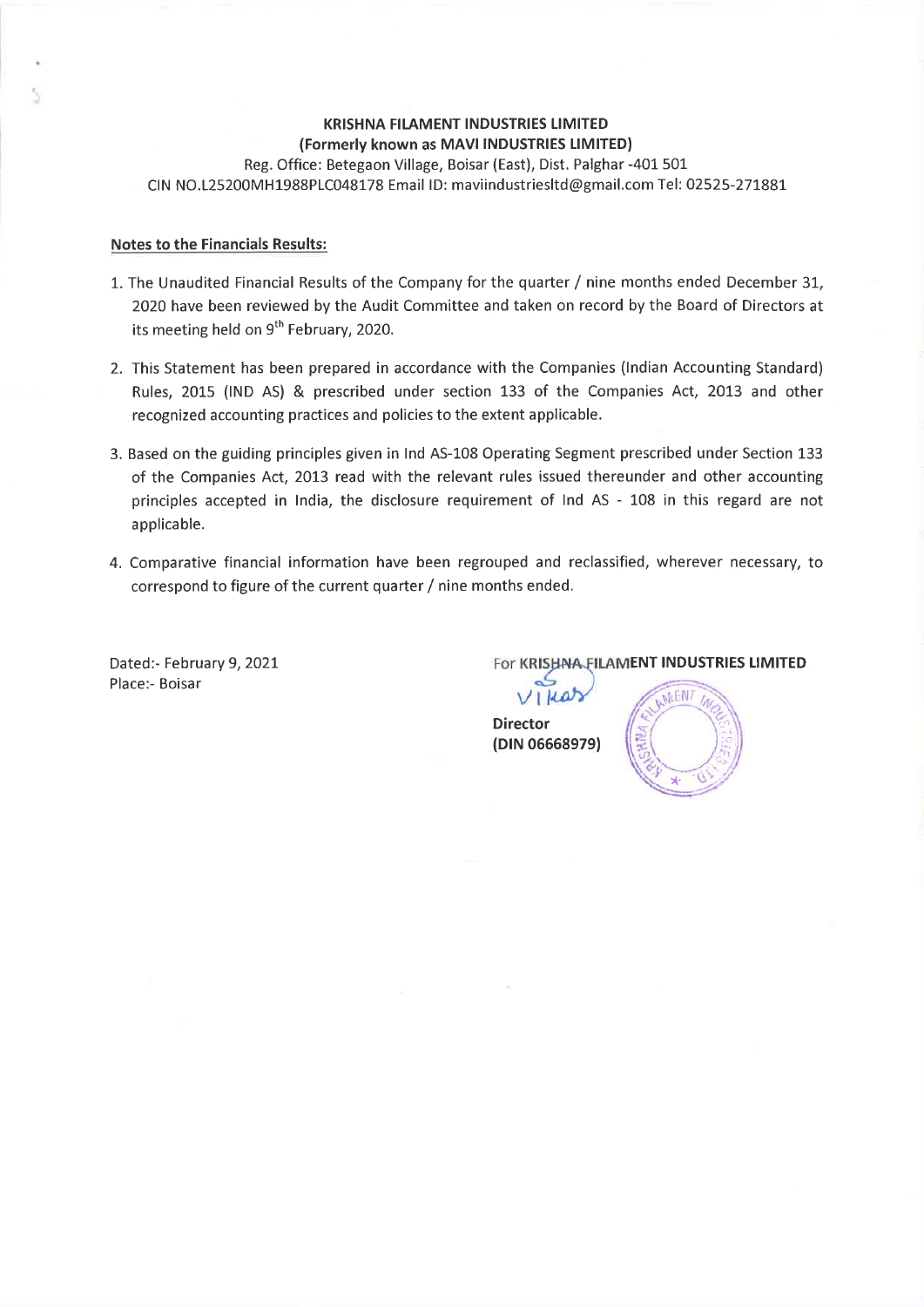**KRISHNA FILAMENT INDUSTRIES LIMITED**
**(Formerly known as MAVI INDUSTRIES LIMITED)**
Reg. Office: Betegaon Village, Boisar (East), Dist. Palghar -401 501
CIN NO.L25200MH1988PLC048178 Email ID: maviindustriesltd@gmail.com Tel: 02525-271881

**Notes to the Financials Results:**

1. The Unaudited Financial Results of the Company for the quarter / nine months ended December 31, 2020 have been reviewed by the Audit Committee and taken on record by the Board of Directors at its meeting held on 9th February, 2020.

2. This Statement has been prepared in accordance with the Companies (Indian Accounting Standard) Rules, 2015 (IND AS) & prescribed under section 133 of the Companies Act, 2013 and other recognized accounting practices and policies to the extent applicable.

3. Based on the guiding principles given in Ind AS-108 Operating Segment prescribed under Section 133 of the Companies Act, 2013 read with the relevant rules issued thereunder and other accounting principles accepted in India, the disclosure requirement of Ind AS - 108 in this regard are not applicable.

4. Comparative financial information have been regrouped and reclassified, wherever necessary, to correspond to figure of the current quarter / nine months ended.

Dated:- February 9, 2021
Place:- Boisar

For KRISHNA FILAMENT INDUSTRIES LIMITED

Vikas

**Director**
**(DIN 06668979)**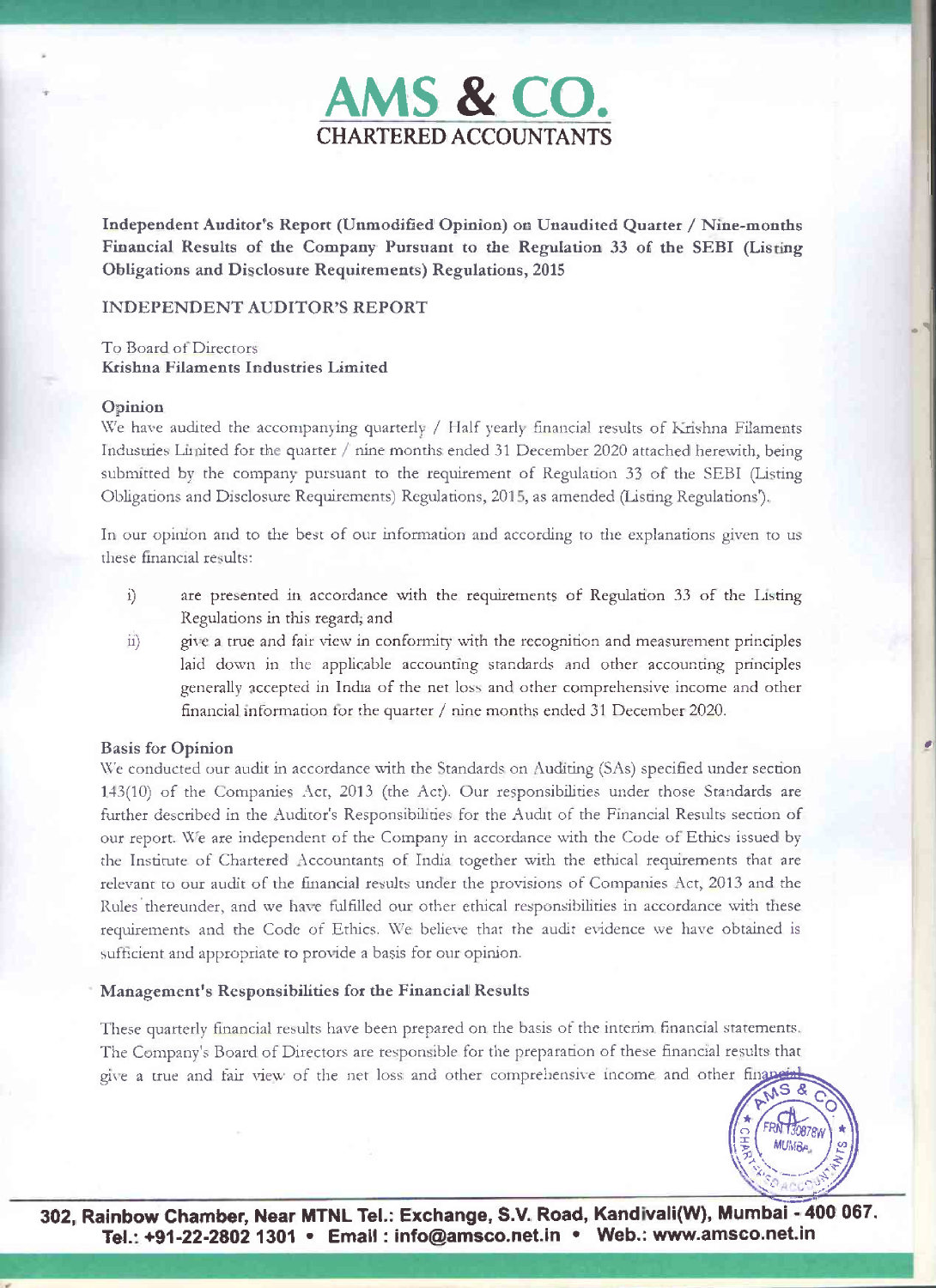# AMS & CO.
## CHARTERED ACCOUNTANTS

**Independent Auditor's Report (Unmodified Opinion) on Unaudited Quarter / Nine-months Financial Results of the Company Pursuant to the Regulation 33 of the SEBI (Listing Obligations and Disclosure Requirements) Regulations, 2015**

INDEPENDENT AUDITOR'S REPORT

To Board of Directors
**Krishna Filaments Industries Limited**

### Opinion

We have audited the accompanying quarterly / Half yearly financial results of Krishna Filaments Industries Limited for the quarter / nine months ended 31 December 2020 attached herewith, being submitted by the company pursuant to the requirement of Regulation 33 of the SEBI (Listing Obligations and Disclosure Requirements) Regulations, 2015, as amended (Listing Regulations').

In our opinion and to the best of our information and according to the explanations given to us these financial results:

i) are presented in accordance with the requirements of Regulation 33 of the Listing Regulations in this regard; and

ii) give a true and fair view in conformity with the recognition and measurement principles laid down in the applicable accounting standards and other accounting principles generally accepted in India of the net loss and other comprehensive income and other financial information for the quarter / nine months ended 31 December 2020.

### Basis for Opinion

We conducted our audit in accordance with the Standards on Auditing (SAs) specified under section 143(10) of the Companies Act, 2013 (the Act). Our responsibilities under those Standards are further described in the Auditor's Responsibilities for the Audit of the Financial Results section of our report. We are independent of the Company in accordance with the Code of Ethics issued by the Institute of Chartered Accountants of India together with the ethical requirements that are relevant to our audit of the financial results under the provisions of Companies Act, 2013 and the Rules thereunder, and we have fulfilled our other ethical responsibilities in accordance with these requirements and the Code of Ethics. We believe that the audit evidence we have obtained is sufficient and appropriate to provide a basis for our opinion.

### Management's Responsibilities for the Financial Results

These quarterly financial results have been prepared on the basis of the interim financial statements. The Company's Board of Directors are responsible for the preparation of these financial results that give a true and fair view of the net loss and other comprehensive income and other financial

**302, Rainbow Chamber, Near MTNL Tel.: Exchange, S.V. Road, Kandivali(W), Mumbai - 400 067.**
**Tel.: +91-22-2802 1301 • Email : info@amsco.net.in • Web.: www.amsco.net.in**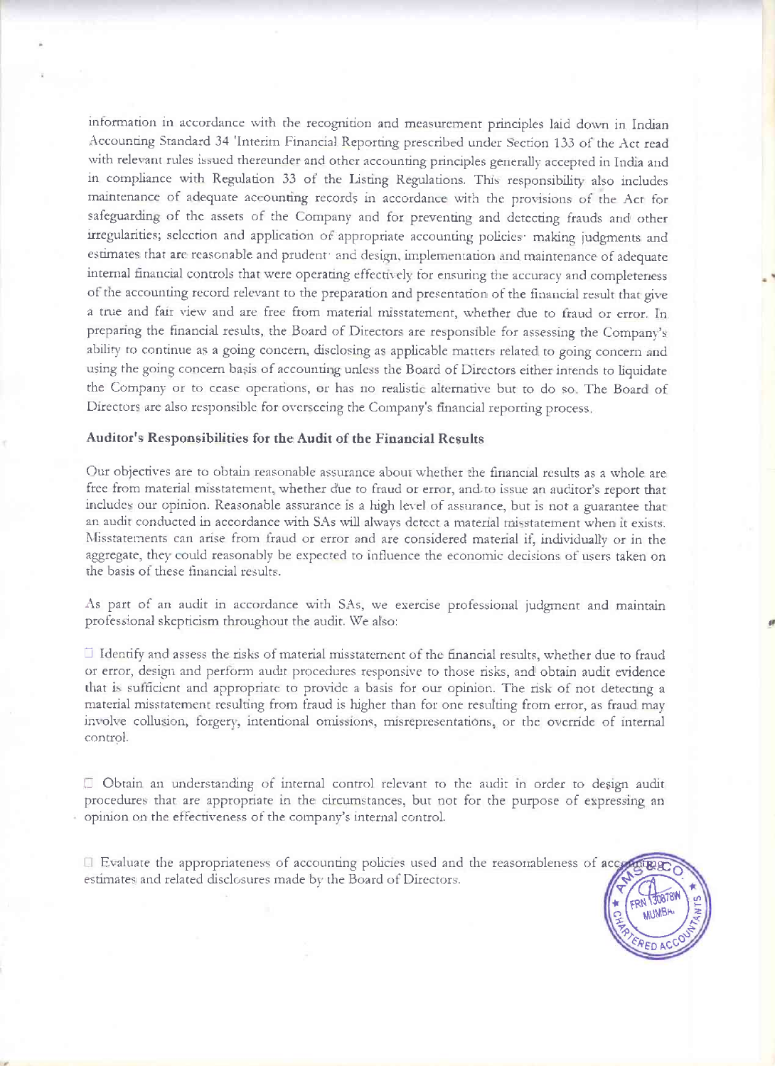information in accordance with the recognition and measurement principles laid down in Indian Accounting Standard 34 'Interim Financial Reporting prescribed under Section 133 of the Act read with relevant rules issued thereunder and other accounting principles generally accepted in India and in compliance with Regulation 33 of the Listing Regulations. This responsibility also includes maintenance of adequate accounting records in accordance with the provisions of the Act for safeguarding of the assets of the Company and for preventing and detecting frauds and other irregularities; selection and application of appropriate accounting policies· making judgments and estimates that are reasonable and prudent· and design, implementation and maintenance of adequate internal financial controls that were operating effectively for ensuring the accuracy and completeness of the accounting record relevant to the preparation and presentation of the financial result that give a true and fair view and are free from material misstatement, whether due to fraud or error. In preparing the financial results, the Board of Directors are responsible for assessing the Company's ability to continue as a going concern, disclosing as applicable matters related to going concern and using the going concern basis of accounting unless the Board of Directors either intends to liquidate the Company or to cease operations, or has no realistic alternative but to do so. The Board of Directors are also responsible for overseeing the Company's financial reporting process.

### Auditor's Responsibilities for the Audit of the Financial Results

Our objectives are to obtain reasonable assurance about whether the financial results as a whole are free from material misstatement, whether due to fraud or error, and to issue an auditor's report that includes our opinion. Reasonable assurance is a high level of assurance, but is not a guarantee that an audit conducted in accordance with SAs will always detect a material misstatement when it exists. Misstatements can arise from fraud or error and are considered material if, individually or in the aggregate, they could reasonably be expected to influence the economic decisions of users taken on the basis of these financial results.

As part of an audit in accordance with SAs, we exercise professional judgment and maintain professional skepticism throughout the audit. We also:

- Identify and assess the risks of material misstatement of the financial results, whether due to fraud or error, design and perform audit procedures responsive to those risks, and obtain audit evidence that is sufficient and appropriate to provide a basis for our opinion. The risk of not detecting a material misstatement resulting from fraud is higher than for one resulting from error, as fraud may involve collusion, forgery, intentional omissions, misrepresentations, or the override of internal control.

- Obtain an understanding of internal control relevant to the audit in order to design audit procedures that are appropriate in the circumstances, but not for the purpose of expressing an opinion on the effectiveness of the company's internal control.

- Evaluate the appropriateness of accounting policies used and the reasonableness of accounting estimates and related disclosures made by the Board of Directors.

AMS & CO. FRN 130878W MUMBAI CHARTERED ACCOUNTANTS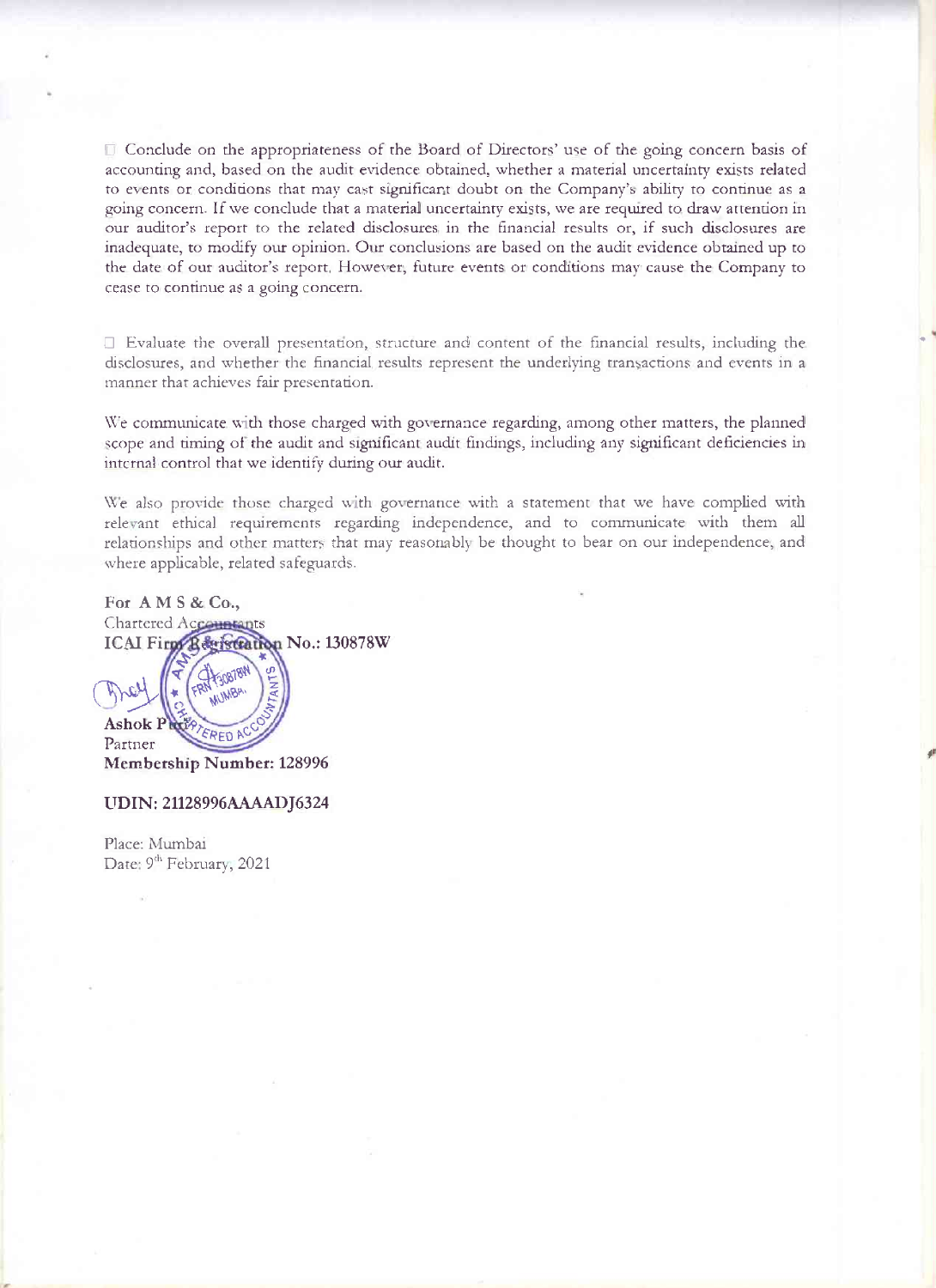- Conclude on the appropriateness of the Board of Directors' use of the going concern basis of accounting and, based on the audit evidence obtained, whether a material uncertainty exists related to events or conditions that may cast significant doubt on the Company's ability to continue as a going concern. If we conclude that a material uncertainty exists, we are required to draw attention in our auditor's report to the related disclosures in the financial results or, if such disclosures are inadequate, to modify our opinion. Our conclusions are based on the audit evidence obtained up to the date of our auditor's report. However, future events or conditions may cause the Company to cease to continue as a going concern.

- Evaluate the overall presentation, structure and content of the financial results, including the disclosures, and whether the financial results represent the underlying transactions and events in a manner that achieves fair presentation.

We communicate with those charged with governance regarding, among other matters, the planned scope and timing of the audit and significant audit findings, including any significant deficiencies in internal control that we identify during our audit.

We also provide those charged with governance with a statement that we have complied with relevant ethical requirements regarding independence, and to communicate with them all relationships and other matters that may reasonably be thought to bear on our independence, and where applicable, related safeguards.

**For A M S & Co.,**
Chartered Accountants
**ICAI Firm Registration No.: 130878W**

**Ashok P**
Partner
**Membership Number: 128996**

**UDIN: 21128996AAAADJ6324**

Place: Mumbai
Date: 9th February, 2021